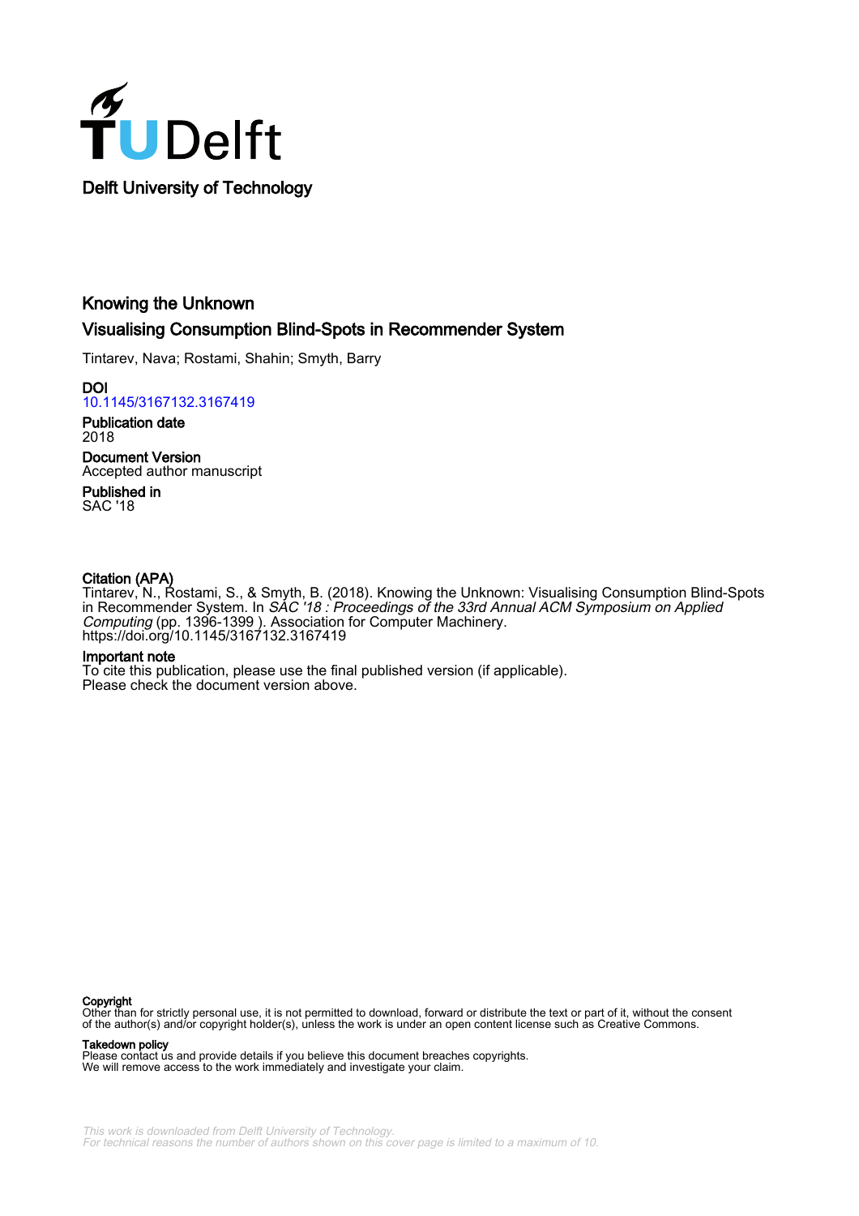Delft University of Technology

# Knowing the Unknown

## Visualising Consumption Blind-Spots in Recommender System

Tintarev, Nava; Rostami, Shahin; Smyth, Barry

**DOI**
10.1145/3167132.3167419

**Publication date**
2018

**Document Version**
Accepted author manuscript

**Published in**
SAC '18

**Citation (APA)**
Tintarev, N., Rostami, S., & Smyth, B. (2018). Knowing the Unknown: Visualising Consumption Blind-Spots in Recommender System. In *SAC '18 : Proceedings of the 33rd Annual ACM Symposium on Applied Computing* (pp. 1396-1399 ). Association for Computer Machinery. https://doi.org/10.1145/3167132.3167419

**Important note**
To cite this publication, please use the final published version (if applicable). Please check the document version above.

**Copyright**
Other than for strictly personal use, it is not permitted to download, forward or distribute the text or part of it, without the consent of the author(s) and/or copyright holder(s), unless the work is under an open content license such as Creative Commons.

**Takedown policy**
Please contact us and provide details if you believe this document breaches copyrights. We will remove access to the work immediately and investigate your claim.

*This work is downloaded from Delft University of Technology. For technical reasons the number of authors shown on this cover page is limited to a maximum of 10.*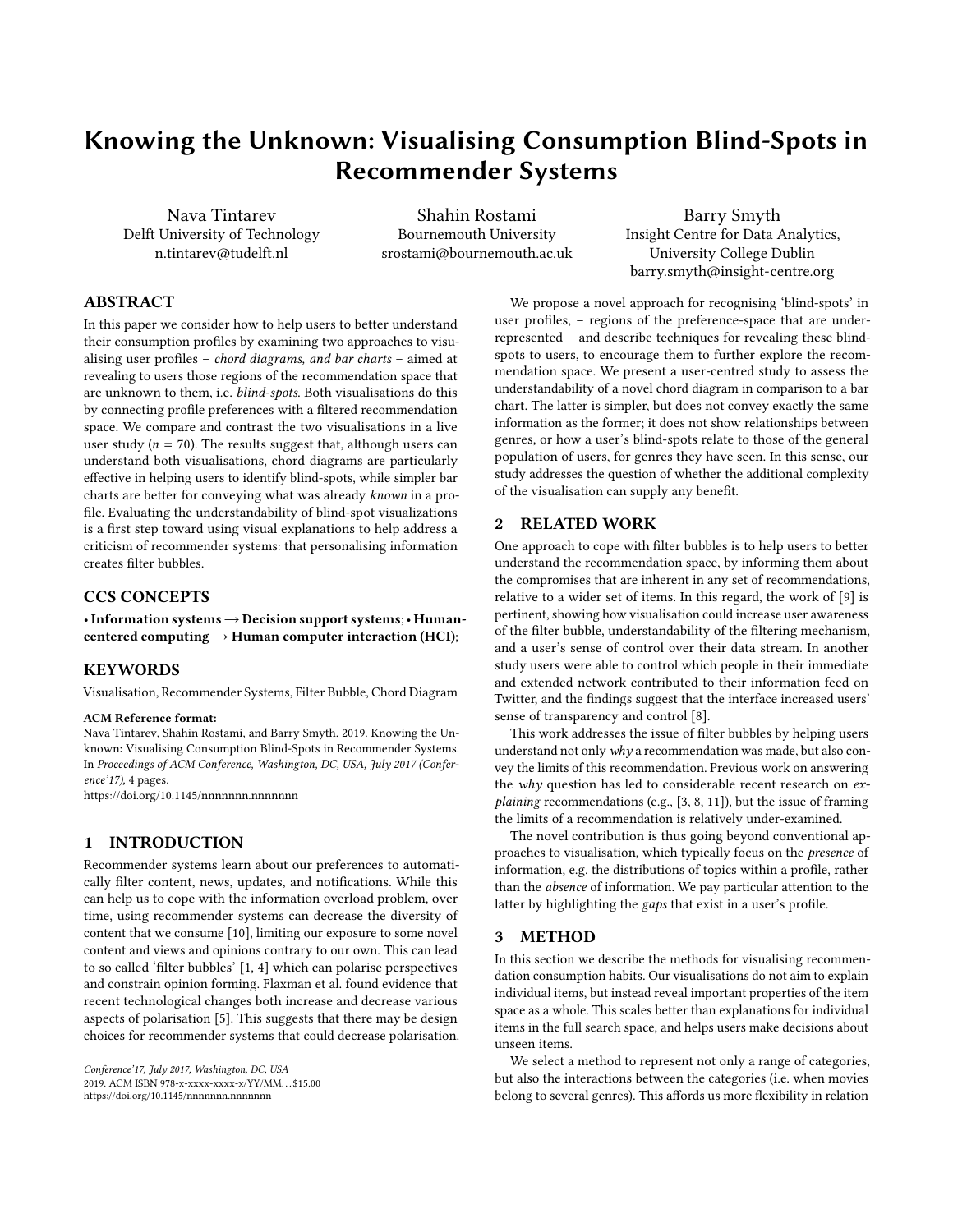# Knowing the Unknown: Visualising Consumption Blind-Spots in Recommender Systems

Nava Tintarev
Delft University of Technology
n.tintarev@tudelft.nl

Shahin Rostami
Bournemouth University
srostami@bournemouth.ac.uk

Barry Smyth
Insight Centre for Data Analytics,
University College Dublin
barry.smyth@insight-centre.org

## ABSTRACT

In this paper we consider how to help users to better understand their consumption profiles by examining two approaches to visualising user profiles – *chord diagrams, and bar charts* – aimed at revealing to users those regions of the recommendation space that are unknown to them, i.e. *blind-spots*. Both visualisations do this by connecting profile preferences with a filtered recommendation space. We compare and contrast the two visualisations in a live user study ($n = 70$). The results suggest that, although users can understand both visualisations, chord diagrams are particularly effective in helping users to identify blind-spots, while simpler bar charts are better for conveying what was already *known* in a profile. Evaluating the understandability of blind-spot visualizations is a first step toward using visual explanations to help address a criticism of recommender systems: that personalising information creates filter bubbles.

## CCS CONCEPTS

• **Information systems → Decision support systems**; • **Human-centered computing → Human computer interaction (HCI)**;

## KEYWORDS

Visualisation, Recommender Systems, Filter Bubble, Chord Diagram

**ACM Reference format:**
Nava Tintarev, Shahin Rostami, and Barry Smyth. 2019. Knowing the Unknown: Visualising Consumption Blind-Spots in Recommender Systems. In *Proceedings of ACM Conference, Washington, DC, USA, July 2017 (Conference'17)*, 4 pages.
https://doi.org/10.1145/nnnnnnn.nnnnnnn

## 1 INTRODUCTION

Recommender systems learn about our preferences to automatically filter content, news, updates, and notifications. While this can help us to cope with the information overload problem, over time, using recommender systems can decrease the diversity of content that we consume [10], limiting our exposure to some novel content and views and opinions contrary to our own. This can lead to so called 'filter bubbles' [1, 4] which can polarise perspectives and constrain opinion forming. Flaxman et al. found evidence that recent technological changes both increase and decrease various aspects of polarisation [5]. This suggests that there may be design choices for recommender systems that could decrease polarisation.

We propose a novel approach for recognising 'blind-spots' in user profiles, – regions of the preference-space that are under-represented – and describe techniques for revealing these blind-spots to users, to encourage them to further explore the recommendation space. We present a user-centred study to assess the understandability of a novel chord diagram in comparison to a bar chart. The latter is simpler, but does not convey exactly the same information as the former; it does not show relationships between genres, or how a user's blind-spots relate to those of the general population of users, for genres they have seen. In this sense, our study addresses the question of whether the additional complexity of the visualisation can supply any benefit.

## 2 RELATED WORK

One approach to cope with filter bubbles is to help users to better understand the recommendation space, by informing them about the compromises that are inherent in any set of recommendations, relative to a wider set of items. In this regard, the work of [9] is pertinent, showing how visualisation could increase user awareness of the filter bubble, understandability of the filtering mechanism, and a user's sense of control over their data stream. In another study users were able to control which people in their immediate and extended network contributed to their information feed on Twitter, and the findings suggest that the interface increased users' sense of transparency and control [8].

This work addresses the issue of filter bubbles by helping users understand not only *why* a recommendation was made, but also convey the limits of this recommendation. Previous work on answering the *why* question has led to considerable recent research on *explaining* recommendations (e.g., [3, 8, 11]), but the issue of framing the limits of a recommendation is relatively under-examined.

The novel contribution is thus going beyond conventional approaches to visualisation, which typically focus on the *presence* of information, e.g. the distributions of topics within a profile, rather than the *absence* of information. We pay particular attention to the latter by highlighting the *gaps* that exist in a user's profile.

## 3 METHOD

In this section we describe the methods for visualising recommendation consumption habits. Our visualisations do not aim to explain individual items, but instead reveal important properties of the item space as a whole. This scales better than explanations for individual items in the full search space, and helps users make decisions about unseen items.

We select a method to represent not only a range of categories, but also the interactions between the categories (i.e. when movies belong to several genres). This affords us more flexibility in relation

Conference'17, July 2017, Washington, DC, USA
2019. ACM ISBN 978-x-xxxx-xxxx-x/YY/MM…$15.00
https://doi.org/10.1145/nnnnnnn.nnnnnnn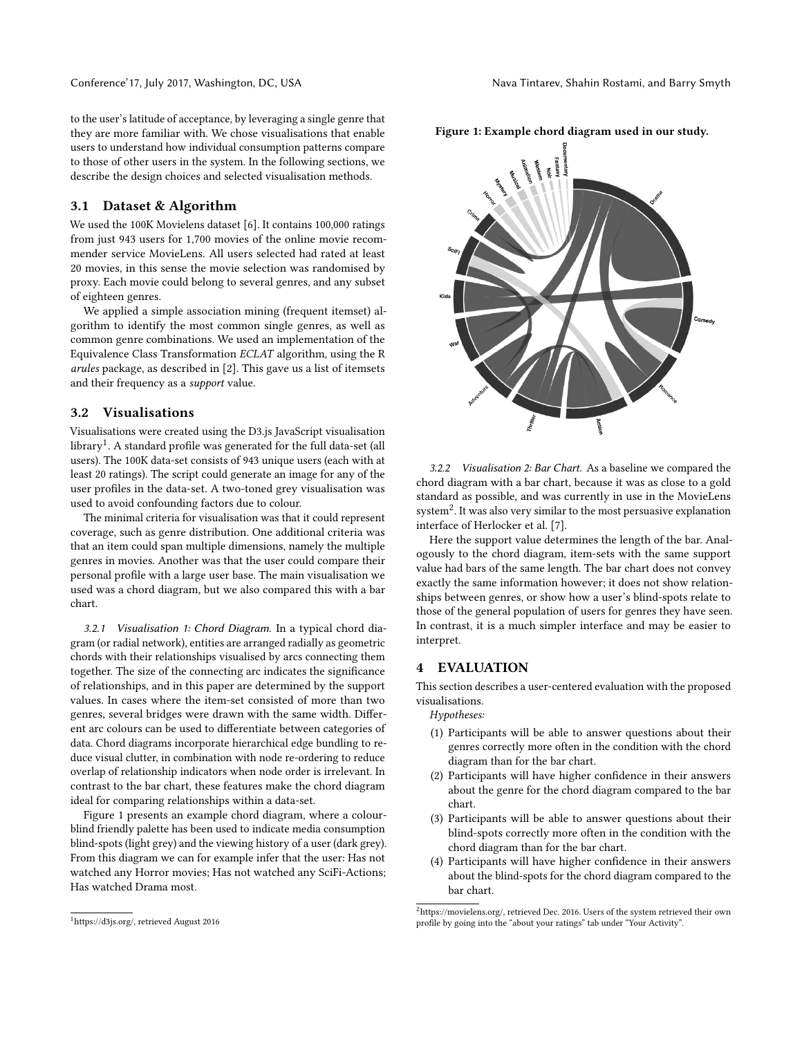to the user's latitude of acceptance, by leveraging a single genre that they are more familiar with. We chose visualisations that enable users to understand how individual consumption patterns compare to those of other users in the system. In the following sections, we describe the design choices and selected visualisation methods.

## 3.1 Dataset & Algorithm

We used the 100K Movielens dataset [6]. It contains 100,000 ratings from just 943 users for 1,700 movies of the online movie recommender service MovieLens. All users selected had rated at least 20 movies, in this sense the movie selection was randomised by proxy. Each movie could belong to several genres, and any subset of eighteen genres.

We applied a simple association mining (frequent itemset) algorithm to identify the most common single genres, as well as common genre combinations. We used an implementation of the Equivalence Class Transformation *ECLAT* algorithm, using the R *arules* package, as described in [2]. This gave us a list of itemsets and their frequency as a *support* value.

## 3.2 Visualisations

Visualisations were created using the D3.js JavaScript visualisation library[1]. A standard profile was generated for the full data-set (all users). The 100K data-set consists of 943 unique users (each with at least 20 ratings). The script could generate an image for any of the user profiles in the data-set. A two-toned grey visualisation was used to avoid confounding factors due to colour.

The minimal criteria for visualisation was that it could represent coverage, such as genre distribution. One additional criteria was that an item could span multiple dimensions, namely the multiple genres in movies. Another was that the user could compare their personal profile with a large user base. The main visualisation we used was a chord diagram, but we also compared this with a bar chart.

*3.2.1 Visualisation 1: Chord Diagram.* In a typical chord diagram (or radial network), entities are arranged radially as geometric chords with their relationships visualised by arcs connecting them together. The size of the connecting arc indicates the significance of relationships, and in this paper are determined by the support values. In cases where the item-set consisted of more than two genres, several bridges were drawn with the same width. Different arc colours can be used to differentiate between categories of data. Chord diagrams incorporate hierarchical edge bundling to reduce visual clutter, in combination with node re-ordering to reduce overlap of relationship indicators when node order is irrelevant. In contrast to the bar chart, these features make the chord diagram ideal for comparing relationships within a data-set.

Figure 1 presents an example chord diagram, where a colour-blind friendly palette has been used to indicate media consumption blind-spots (light grey) and the viewing history of a user (dark grey). From this diagram we can for example infer that the user: Has not watched any Horror movies; Has not watched any SciFi-Actions; Has watched Drama most.

**Figure 1: Example chord diagram used in our study.**

*3.2.2 Visualisation 2: Bar Chart.* As a baseline we compared the chord diagram with a bar chart, because it was as close to a gold standard as possible, and was currently in use in the MovieLens system[2]. It was also very similar to the most persuasive explanation interface of Herlocker et al. [7].

Here the support value determines the length of the bar. Analogously to the chord diagram, item-sets with the same support value had bars of the same length. The bar chart does not convey exactly the same information however; it does not show relationships between genres, or show how a user's blind-spots relate to those of the general population of users for genres they have seen. In contrast, it is a much simpler interface and may be easier to interpret.

# 4 EVALUATION

This section describes a user-centered evaluation with the proposed visualisations.

*Hypotheses:*

1. Participants will be able to answer questions about their genres correctly more often in the condition with the chord diagram than for the bar chart.
2. Participants will have higher confidence in their answers about the genre for the chord diagram compared to the bar chart.
3. Participants will be able to answer questions about their blind-spots correctly more often in the condition with the chord diagram than for the bar chart.
4. Participants will have higher confidence in their answers about the blind-spots for the chord diagram compared to the bar chart.

[1] https://d3js.org/, retrieved August 2016

[2] https://movielens.org/, retrieved Dec. 2016. Users of the system retrieved their own profile by going into the "about your ratings" tab under "Your Activity".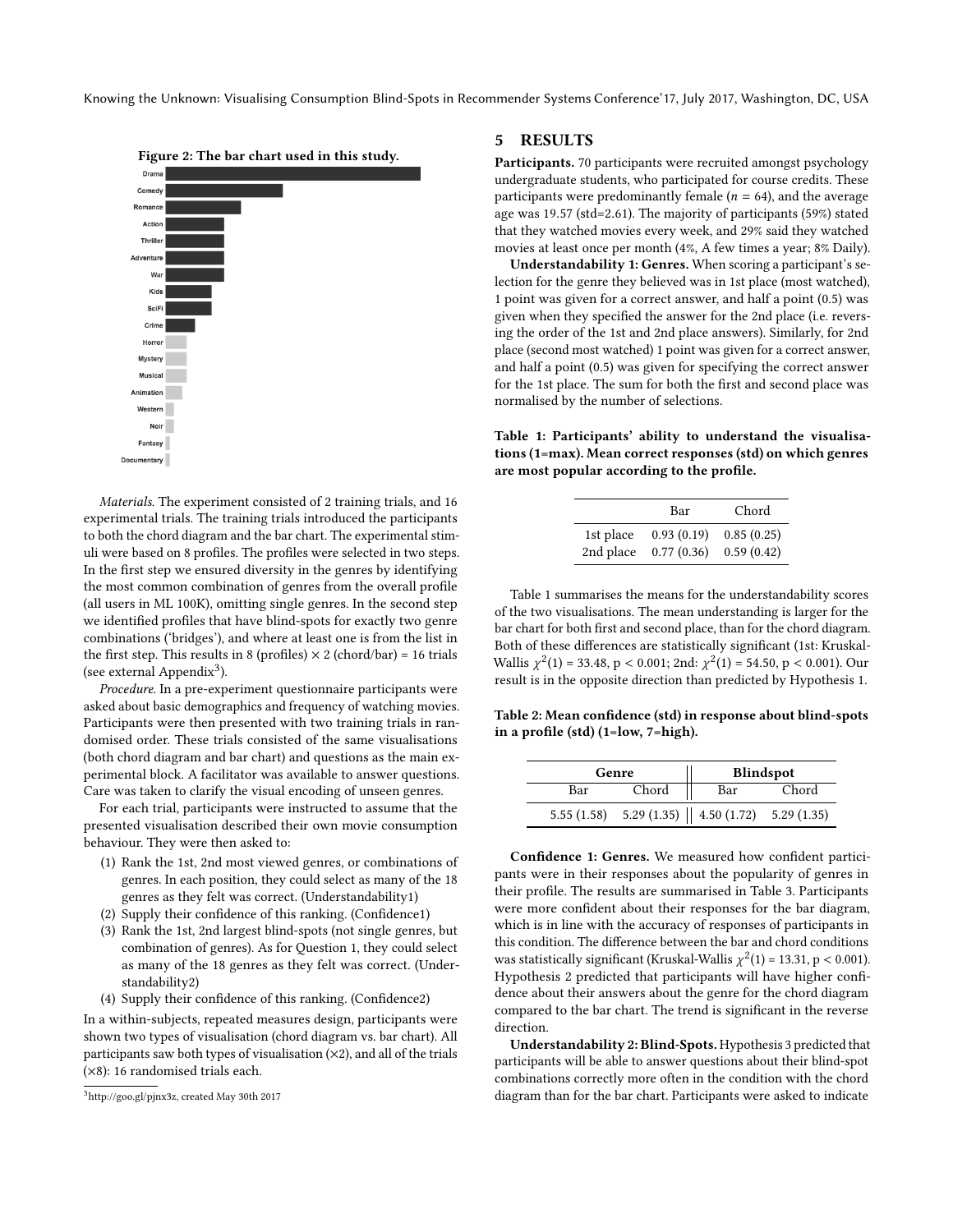Figure 2: The bar chart used in this study.

*Materials.* The experiment consisted of 2 training trials, and 16 experimental trials. The training trials introduced the participants to both the chord diagram and the bar chart. The experimental stimuli were based on 8 profiles. The profiles were selected in two steps. In the first step we ensured diversity in the genres by identifying the most common combination of genres from the overall profile (all users in ML 100K), omitting single genres. In the second step we identified profiles that have blind-spots for exactly two genre combinations ('bridges'), and where at least one is from the list in the first step. This results in 8 (profiles) × 2 (chord/bar) = 16 trials (see external Appendix[3]).

*Procedure.* In a pre-experiment questionnaire participants were asked about basic demographics and frequency of watching movies. Participants were then presented with two training trials in randomised order. These trials consisted of the same visualisations (both chord diagram and bar chart) and questions as the main experimental block. A facilitator was available to answer questions. Care was taken to clarify the visual encoding of unseen genres.

For each trial, participants were instructed to assume that the presented visualisation described their own movie consumption behaviour. They were then asked to:

1. Rank the 1st, 2nd most viewed genres, or combinations of genres. In each position, they could select as many of the 18 genres as they felt was correct. (Understandability1)
2. Supply their confidence of this ranking. (Confidence1)
3. Rank the 1st, 2nd largest blind-spots (not single genres, but combination of genres). As for Question 1, they could select as many of the 18 genres as they felt was correct. (Understandability2)
4. Supply their confidence of this ranking. (Confidence2)

In a within-subjects, repeated measures design, participants were shown two types of visualisation (chord diagram vs. bar chart). All participants saw both types of visualisation (×2), and all of the trials (×8): 16 randomised trials each.

[3] http://goo.gl/pjnx3z, created May 30th 2017

## 5 RESULTS

**Participants.** 70 participants were recruited amongst psychology undergraduate students, who participated for course credits. These participants were predominantly female ($n = 64$), and the average age was 19.57 (std=2.61). The majority of participants (59%) stated that they watched movies every week, and 29% said they watched movies at least once per month (4%, A few times a year; 8% Daily).

**Understandability 1: Genres.** When scoring a participant's selection for the genre they believed was in 1st place (most watched), 1 point was given for a correct answer, and half a point (0.5) was given when they specified the answer for the 2nd place (i.e. reversing the order of the 1st and 2nd place answers). Similarly, for 2nd place (second most watched) 1 point was given for a correct answer, and half a point (0.5) was given for specifying the correct answer for the 1st place. The sum for both the first and second place was normalised by the number of selections.

**Table 1: Participants' ability to understand the visualisations (1=max). Mean correct responses (std) on which genres are most popular according to the profile.**

| | Bar | Chord |
|---|---|---|
| 1st place | 0.93 (0.19) | 0.85 (0.25) |
| 2nd place | 0.77 (0.36) | 0.59 (0.42) |

Table 1 summarises the means for the understandability scores of the two visualisations. The mean understanding is larger for the bar chart for both first and second place, than for the chord diagram. Both of these differences are statistically significant (1st: Kruskal-Wallis $\chi^2(1) = 33.48$, $p < 0.001$; 2nd: $\chi^2(1) = 54.50$, $p < 0.001$). Our result is in the opposite direction than predicted by Hypothesis 1.

**Table 2: Mean confidence (std) in response about blind-spots in a profile (std) (1=low, 7=high).**

| Genre | | Blindspot | |
|---|---|---|---|
| Bar | Chord | Bar | Chord |
| 5.55 (1.58) | 5.29 (1.35) | 4.50 (1.72) | 5.29 (1.35) |

**Confidence 1: Genres.** We measured how confident participants were in their responses about the popularity of genres in their profile. The results are summarised in Table 3. Participants were more confident about their responses for the bar diagram, which is in line with the accuracy of responses of participants in this condition. The difference between the bar and chord conditions was statistically significant (Kruskal-Wallis $\chi^2(1) = 13.31$, $p < 0.001$). Hypothesis 2 predicted that participants will have higher confidence about their answers about the genre for the chord diagram compared to the bar chart. The trend is significant in the reverse direction.

**Understandability 2: Blind-Spots.** Hypothesis 3 predicted that participants will be able to answer questions about their blind-spot combinations correctly more often in the condition with the chord diagram than for the bar chart. Participants were asked to indicate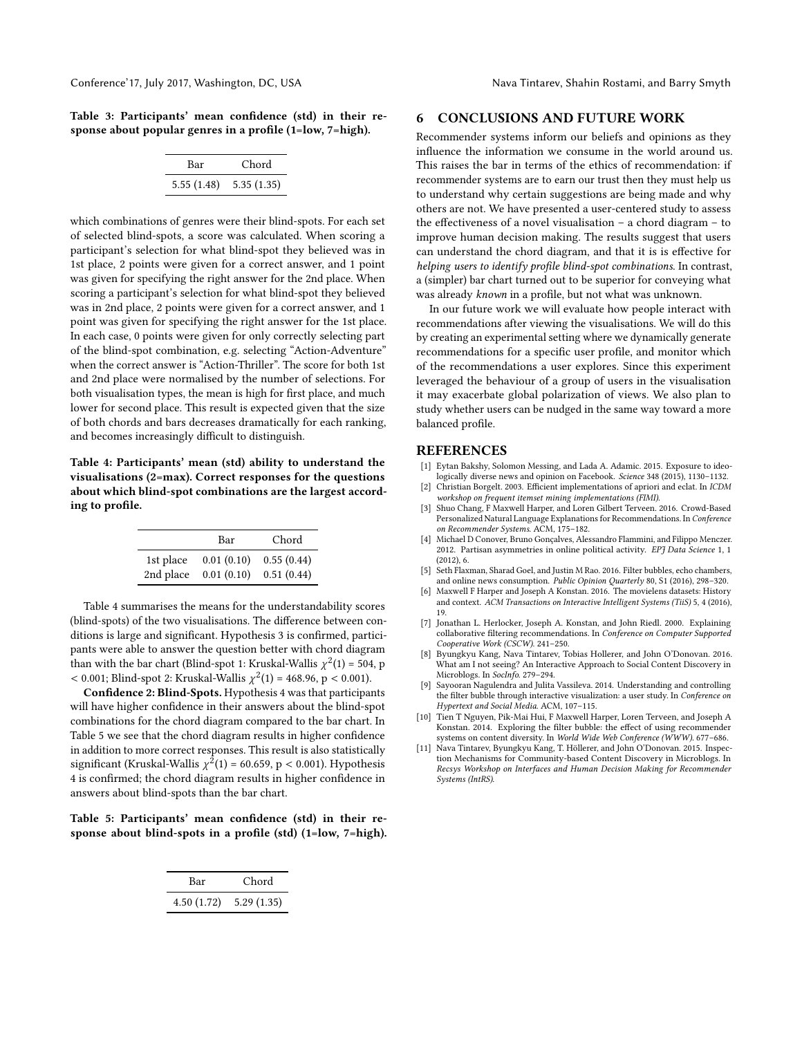Table 3: Participants' mean confidence (std) in their response about popular genres in a profile (1=low, 7=high).

| Bar | Chord |
|---|---|
| 5.55 (1.48) | 5.35 (1.35) |

which combinations of genres were their blind-spots. For each set of selected blind-spots, a score was calculated. When scoring a participant's selection for what blind-spot they believed was in 1st place, 2 points were given for a correct answer, and 1 point was given for specifying the right answer for the 2nd place. When scoring a participant's selection for what blind-spot they believed was in 2nd place, 2 points were given for a correct answer, and 1 point was given for specifying the right answer for the 1st place. In each case, 0 points were given for only correctly selecting part of the blind-spot combination, e.g. selecting "Action-Adventure" when the correct answer is "Action-Thriller". The score for both 1st and 2nd place were normalised by the number of selections. For both visualisation types, the mean is high for first place, and much lower for second place. This result is expected given that the size of both chords and bars decreases dramatically for each ranking, and becomes increasingly difficult to distinguish.

Table 4: Participants' mean (std) ability to understand the visualisations (2=max). Correct responses for the questions about which blind-spot combinations are the largest according to profile.

| | Bar | Chord |
|---|---|---|
| 1st place | 0.01 (0.10) | 0.55 (0.44) |
| 2nd place | 0.01 (0.10) | 0.51 (0.44) |

Table 4 summarises the means for the understandability scores (blind-spots) of the two visualisations. The difference between conditions is large and significant. Hypothesis 3 is confirmed, participants were able to answer the question better with chord diagram than with the bar chart (Blind-spot 1: Kruskal-Wallis $\chi^2(1) = 504$, $p < 0.001$; Blind-spot 2: Kruskal-Wallis $\chi^2(1) = 468.96$, $p < 0.001$).

**Confidence 2: Blind-Spots.** Hypothesis 4 was that participants will have higher confidence in their answers about the blind-spot combinations for the chord diagram compared to the bar chart. In Table 5 we see that the chord diagram results in higher confidence in addition to more correct responses. This result is also statistically significant (Kruskal-Wallis $\chi^2(1) = 60.659$, $p < 0.001$). Hypothesis 4 is confirmed; the chord diagram results in higher confidence in answers about blind-spots than the bar chart.

Table 5: Participants' mean confidence (std) in their response about blind-spots in a profile (std) (1=low, 7=high).

| Bar | Chord |
|---|---|
| 4.50 (1.72) | 5.29 (1.35) |

## 6 CONCLUSIONS AND FUTURE WORK

Recommender systems inform our beliefs and opinions as they influence the information we consume in the world around us. This raises the bar in terms of the ethics of recommendation: if recommender systems are to earn our trust then they must help us to understand why certain suggestions are being made and why others are not. We have presented a user-centered study to assess the effectiveness of a novel visualisation – a chord diagram – to improve human decision making. The results suggest that users can understand the chord diagram, and that it is is effective for *helping users to identify profile blind-spot combinations*. In contrast, a (simpler) bar chart turned out to be superior for conveying what was already *known* in a profile, but not what was unknown.

In our future work we will evaluate how people interact with recommendations after viewing the visualisations. We will do this by creating an experimental setting where we dynamically generate recommendations for a specific user profile, and monitor which of the recommendations a user explores. Since this experiment leveraged the behaviour of a group of users in the visualisation it may exacerbate global polarization of views. We also plan to study whether users can be nudged in the same way toward a more balanced profile.

## REFERENCES

[1] Eytan Bakshy, Solomon Messing, and Lada A. Adamic. 2015. Exposure to ideologically diverse news and opinion on Facebook. *Science* 348 (2015), 1130–1132.

[2] Christian Borgelt. 2003. Efficient implementations of apriori and eclat. In *ICDM workshop on frequent itemset mining implementations (FIMI)*.

[3] Shuo Chang, F Maxwell Harper, and Loren Gilbert Terveen. 2016. Crowd-Based Personalized Natural Language Explanations for Recommendations. In *Conference on Recommender Systems*. ACM, 175–182.

[4] Michael D Conover, Bruno Gonçalves, Alessandro Flammini, and Filippo Menczer. 2012. Partisan asymmetries in online political activity. *EPJ Data Science* 1, 1 (2012), 6.

[5] Seth Flaxman, Sharad Goel, and Justin M Rao. 2016. Filter bubbles, echo chambers, and online news consumption. *Public Opinion Quarterly* 80, S1 (2016), 298–320.

[6] Maxwell F Harper and Joseph A Konstan. 2016. The movielens datasets: History and context. *ACM Transactions on Interactive Intelligent Systems (TiiS)* 5, 4 (2016), 19.

[7] Jonathan L. Herlocker, Joseph A. Konstan, and John Riedl. 2000. Explaining collaborative filtering recommendations. In *Conference on Computer Supported Cooperative Work (CSCW)*. 241–250.

[8] Byungkyu Kang, Nava Tintarev, Tobias Hollerer, and John O'Donovan. 2016. What am I not seeing? An Interactive Approach to Social Content Discovery in Microblogs. In *SocInfo*. 279–294.

[9] Sayooran Nagulendra and Julita Vassileva. 2014. Understanding and controlling the filter bubble through interactive visualization: a user study. In *Conference on Hypertext and Social Media*. ACM, 107–115.

[10] Tien T Nguyen, Pik-Mai Hui, F Maxwell Harper, Loren Terveen, and Joseph A Konstan. 2014. Exploring the filter bubble: the effect of using recommender systems on content diversity. In *World Wide Web Conference (WWW)*. 677–686.

[11] Nava Tintarev, Byungkyu Kang, T. Höllerer, and John O'Donovan. 2015. Inspection Mechanisms for Community-based Content Discovery in Microblogs. In *Recsys Workshop on Interfaces and Human Decision Making for Recommender Systems (IntRS)*.